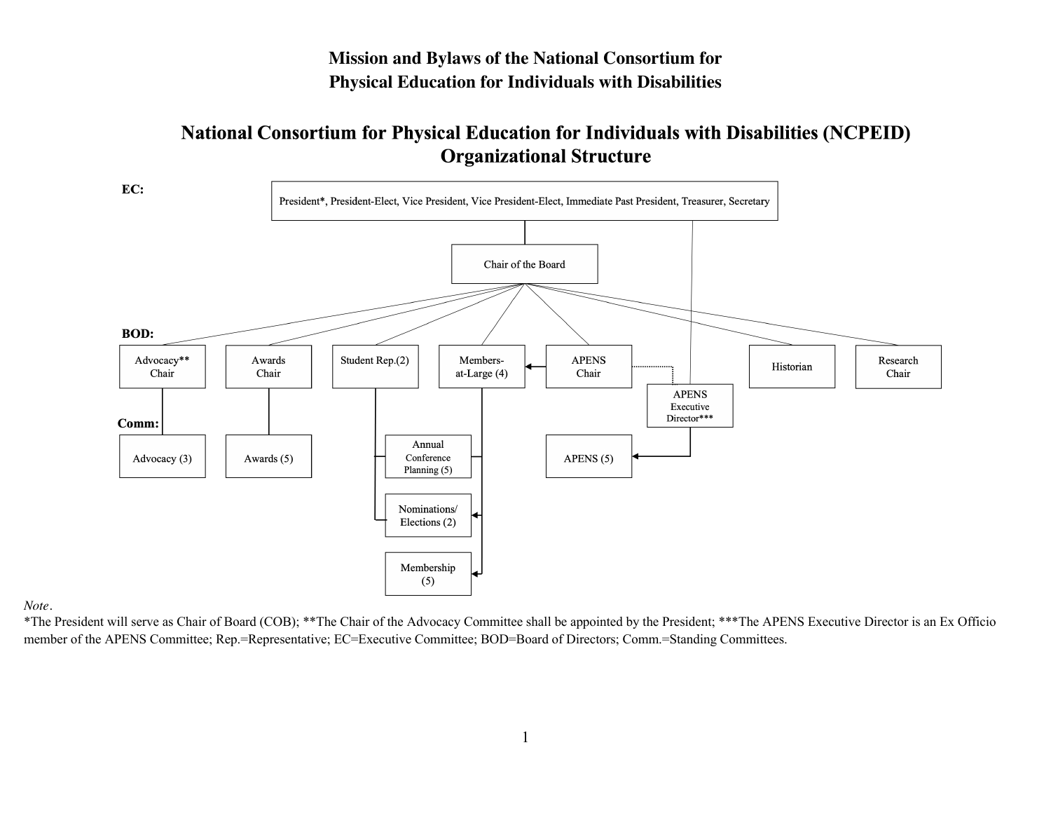# Mission and Bylaws of the National Consortium for Physical Education for Individuals with Disabilities

## National Consortium for Physical Education for Individuals with Disabilities (NCPEID) Organizational Structure

**EC:**

President*, President-Elect, Vice President, Vice President-Elect, Immediate Past President, Treasurer, Secretary

Chair of the Board

**BOD:**

Advocacy** Chair

Awards Chair

Student Rep.(2)

Members-at-Large (4)

APENS Chair

APENS Executive Director***

Historian

Research Chair

**Comm:**

Advocacy (3)

Awards (5)

Annual Conference Planning (5)

Nominations/ Elections (2)

Membership (5)

APENS (5)

*Note*.
*The President will serve as Chair of Board (COB); **The Chair of the Advocacy Committee shall be appointed by the President; ***The APENS Executive Director is an Ex Officio member of the APENS Committee; Rep.=Representative; EC=Executive Committee; BOD=Board of Directors; Comm.=Standing Committees.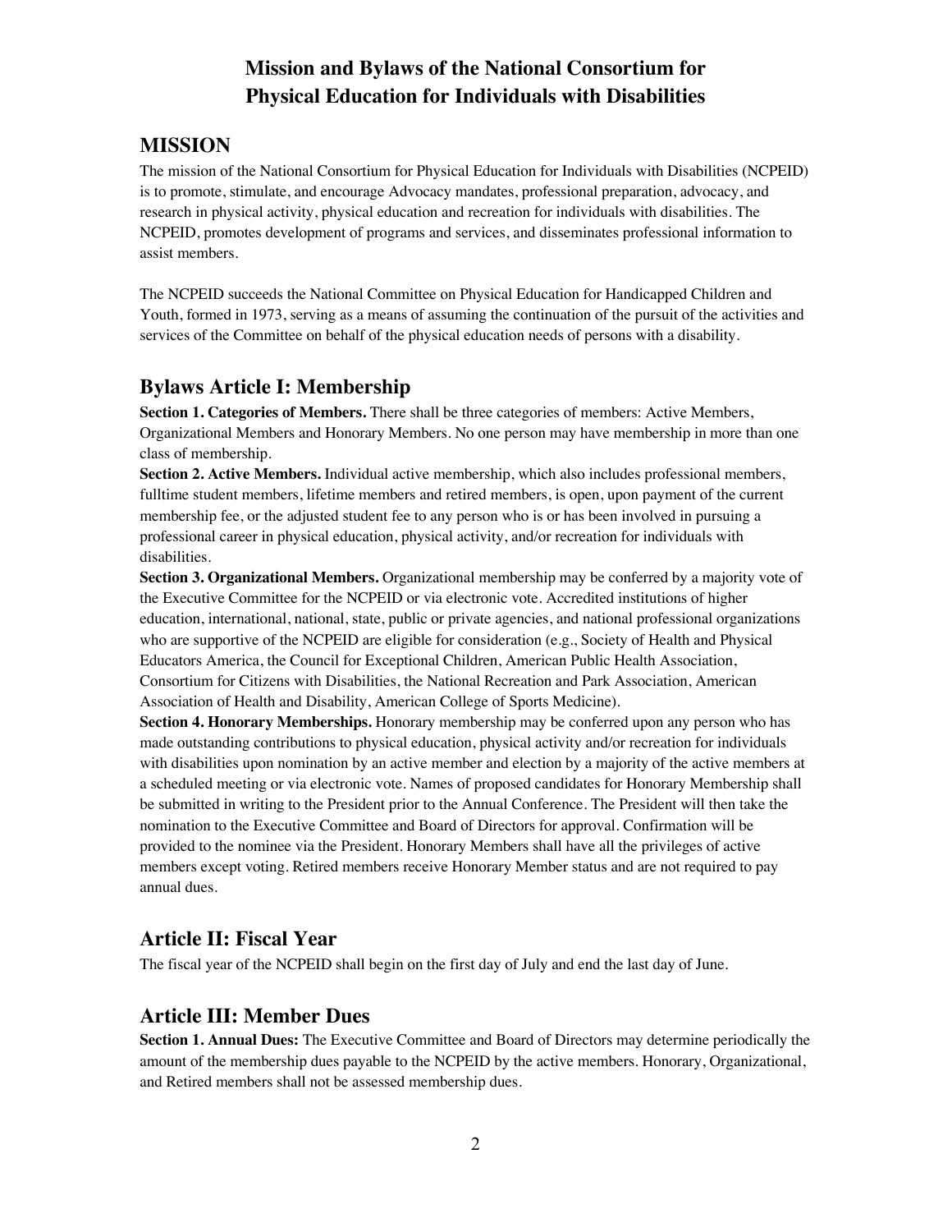# Mission and Bylaws of the National Consortium for Physical Education for Individuals with Disabilities

## MISSION

The mission of the National Consortium for Physical Education for Individuals with Disabilities (NCPEID) is to promote, stimulate, and encourage Advocacy mandates, professional preparation, advocacy, and research in physical activity, physical education and recreation for individuals with disabilities. The NCPEID, promotes development of programs and services, and disseminates professional information to assist members.

The NCPEID succeeds the National Committee on Physical Education for Handicapped Children and Youth, formed in 1973, serving as a means of assuming the continuation of the pursuit of the activities and services of the Committee on behalf of the physical education needs of persons with a disability.

## Bylaws Article I: Membership

**Section 1. Categories of Members.** There shall be three categories of members: Active Members, Organizational Members and Honorary Members. No one person may have membership in more than one class of membership.

**Section 2. Active Members.** Individual active membership, which also includes professional members, fulltime student members, lifetime members and retired members, is open, upon payment of the current membership fee, or the adjusted student fee to any person who is or has been involved in pursuing a professional career in physical education, physical activity, and/or recreation for individuals with disabilities.

**Section 3. Organizational Members.** Organizational membership may be conferred by a majority vote of the Executive Committee for the NCPEID or via electronic vote. Accredited institutions of higher education, international, national, state, public or private agencies, and national professional organizations who are supportive of the NCPEID are eligible for consideration (e.g., Society of Health and Physical Educators America, the Council for Exceptional Children, American Public Health Association, Consortium for Citizens with Disabilities, the National Recreation and Park Association, American Association of Health and Disability, American College of Sports Medicine).

**Section 4. Honorary Memberships.** Honorary membership may be conferred upon any person who has made outstanding contributions to physical education, physical activity and/or recreation for individuals with disabilities upon nomination by an active member and election by a majority of the active members at a scheduled meeting or via electronic vote. Names of proposed candidates for Honorary Membership shall be submitted in writing to the President prior to the Annual Conference. The President will then take the nomination to the Executive Committee and Board of Directors for approval. Confirmation will be provided to the nominee via the President. Honorary Members shall have all the privileges of active members except voting. Retired members receive Honorary Member status and are not required to pay annual dues.

## Article II: Fiscal Year

The fiscal year of the NCPEID shall begin on the first day of July and end the last day of June.

## Article III: Member Dues

**Section 1. Annual Dues:** The Executive Committee and Board of Directors may determine periodically the amount of the membership dues payable to the NCPEID by the active members. Honorary, Organizational, and Retired members shall not be assessed membership dues.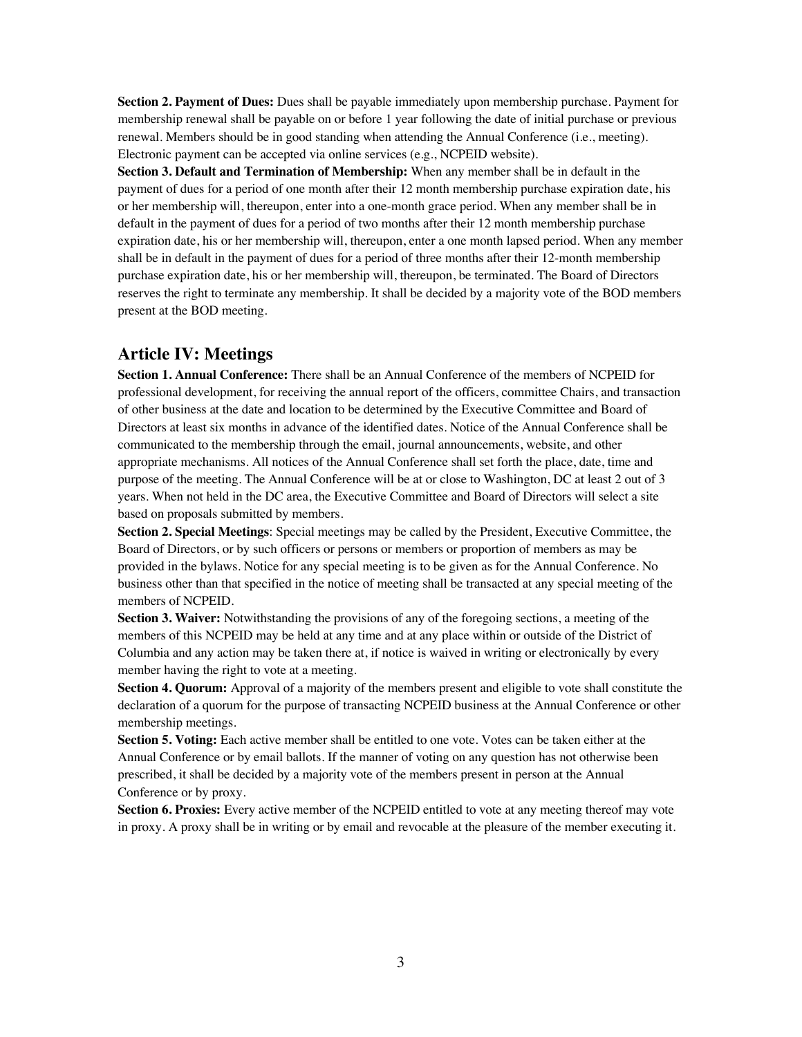**Section 2. Payment of Dues:** Dues shall be payable immediately upon membership purchase. Payment for membership renewal shall be payable on or before 1 year following the date of initial purchase or previous renewal. Members should be in good standing when attending the Annual Conference (i.e., meeting). Electronic payment can be accepted via online services (e.g., NCPEID website).

**Section 3. Default and Termination of Membership:** When any member shall be in default in the payment of dues for a period of one month after their 12 month membership purchase expiration date, his or her membership will, thereupon, enter into a one-month grace period. When any member shall be in default in the payment of dues for a period of two months after their 12 month membership purchase expiration date, his or her membership will, thereupon, enter a one month lapsed period. When any member shall be in default in the payment of dues for a period of three months after their 12-month membership purchase expiration date, his or her membership will, thereupon, be terminated. The Board of Directors reserves the right to terminate any membership. It shall be decided by a majority vote of the BOD members present at the BOD meeting.

## Article IV: Meetings

**Section 1. Annual Conference:** There shall be an Annual Conference of the members of NCPEID for professional development, for receiving the annual report of the officers, committee Chairs, and transaction of other business at the date and location to be determined by the Executive Committee and Board of Directors at least six months in advance of the identified dates. Notice of the Annual Conference shall be communicated to the membership through the email, journal announcements, website, and other appropriate mechanisms. All notices of the Annual Conference shall set forth the place, date, time and purpose of the meeting. The Annual Conference will be at or close to Washington, DC at least 2 out of 3 years. When not held in the DC area, the Executive Committee and Board of Directors will select a site based on proposals submitted by members.

**Section 2. Special Meetings**: Special meetings may be called by the President, Executive Committee, the Board of Directors, or by such officers or persons or members or proportion of members as may be provided in the bylaws. Notice for any special meeting is to be given as for the Annual Conference. No business other than that specified in the notice of meeting shall be transacted at any special meeting of the members of NCPEID.

**Section 3. Waiver:** Notwithstanding the provisions of any of the foregoing sections, a meeting of the members of this NCPEID may be held at any time and at any place within or outside of the District of Columbia and any action may be taken there at, if notice is waived in writing or electronically by every member having the right to vote at a meeting.

**Section 4. Quorum:** Approval of a majority of the members present and eligible to vote shall constitute the declaration of a quorum for the purpose of transacting NCPEID business at the Annual Conference or other membership meetings.

**Section 5. Voting:** Each active member shall be entitled to one vote. Votes can be taken either at the Annual Conference or by email ballots. If the manner of voting on any question has not otherwise been prescribed, it shall be decided by a majority vote of the members present in person at the Annual Conference or by proxy.

**Section 6. Proxies:** Every active member of the NCPEID entitled to vote at any meeting thereof may vote in proxy. A proxy shall be in writing or by email and revocable at the pleasure of the member executing it.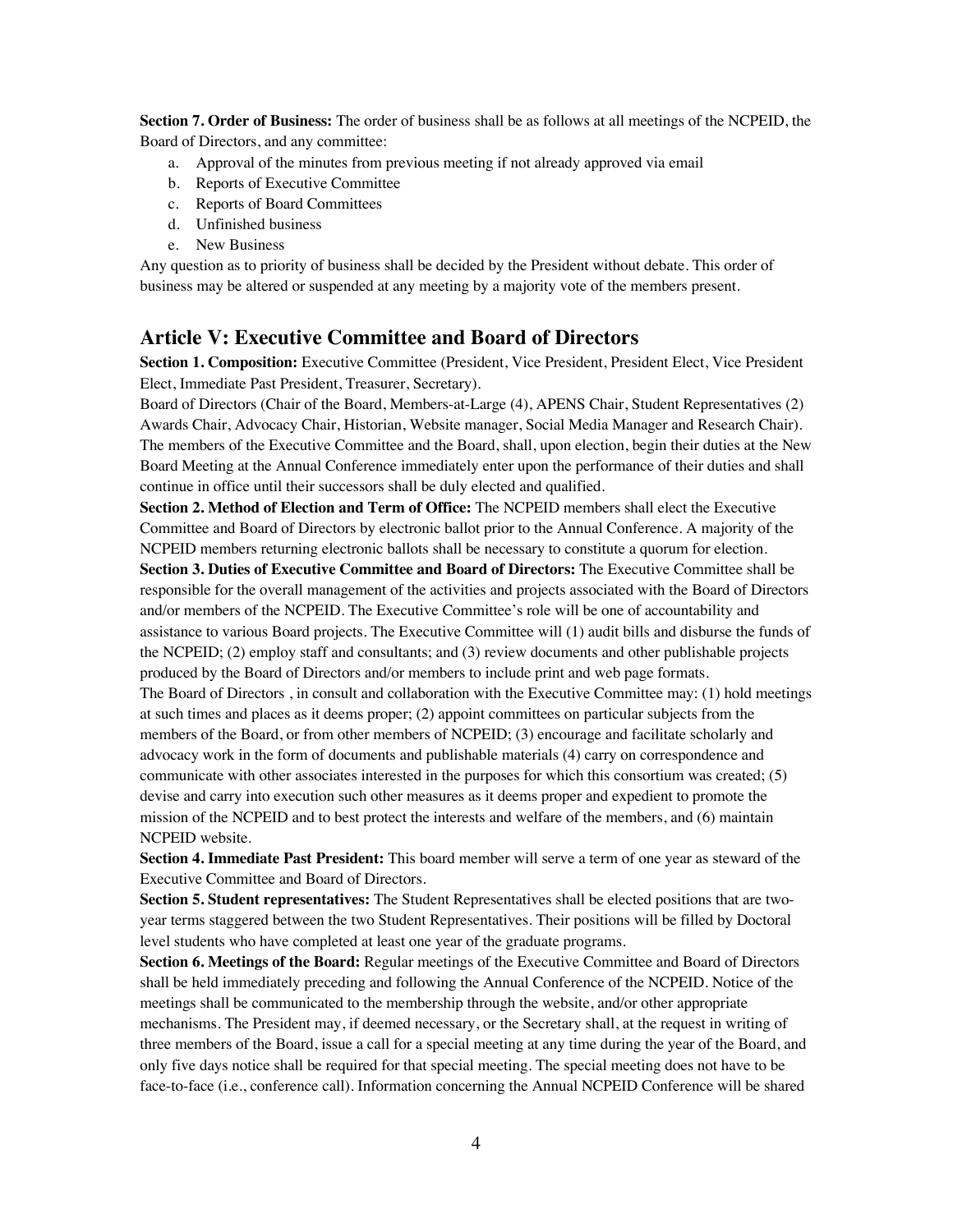**Section 7. Order of Business:** The order of business shall be as follows at all meetings of the NCPEID, the Board of Directors, and any committee:

a. Approval of the minutes from previous meeting if not already approved via email
b. Reports of Executive Committee
c. Reports of Board Committees
d. Unfinished business
e. New Business

Any question as to priority of business shall be decided by the President without debate. This order of business may be altered or suspended at any meeting by a majority vote of the members present.

## Article V: Executive Committee and Board of Directors

**Section 1. Composition:** Executive Committee (President, Vice President, President Elect, Vice President Elect, Immediate Past President, Treasurer, Secretary).

Board of Directors (Chair of the Board, Members-at-Large (4), APENS Chair, Student Representatives (2) Awards Chair, Advocacy Chair, Historian, Website manager, Social Media Manager and Research Chair). The members of the Executive Committee and the Board, shall, upon election, begin their duties at the New Board Meeting at the Annual Conference immediately enter upon the performance of their duties and shall continue in office until their successors shall be duly elected and qualified.

**Section 2. Method of Election and Term of Office:** The NCPEID members shall elect the Executive Committee and Board of Directors by electronic ballot prior to the Annual Conference. A majority of the NCPEID members returning electronic ballots shall be necessary to constitute a quorum for election.

**Section 3. Duties of Executive Committee and Board of Directors:** The Executive Committee shall be responsible for the overall management of the activities and projects associated with the Board of Directors and/or members of the NCPEID. The Executive Committee's role will be one of accountability and assistance to various Board projects. The Executive Committee will (1) audit bills and disburse the funds of the NCPEID; (2) employ staff and consultants; and (3) review documents and other publishable projects produced by the Board of Directors and/or members to include print and web page formats.

The Board of Directors , in consult and collaboration with the Executive Committee may: (1) hold meetings at such times and places as it deems proper; (2) appoint committees on particular subjects from the members of the Board, or from other members of NCPEID; (3) encourage and facilitate scholarly and advocacy work in the form of documents and publishable materials (4) carry on correspondence and communicate with other associates interested in the purposes for which this consortium was created; (5) devise and carry into execution such other measures as it deems proper and expedient to promote the mission of the NCPEID and to best protect the interests and welfare of the members, and (6) maintain NCPEID website.

**Section 4. Immediate Past President:** This board member will serve a term of one year as steward of the Executive Committee and Board of Directors.

**Section 5. Student representatives:** The Student Representatives shall be elected positions that are two-year terms staggered between the two Student Representatives. Their positions will be filled by Doctoral level students who have completed at least one year of the graduate programs.

**Section 6. Meetings of the Board:** Regular meetings of the Executive Committee and Board of Directors shall be held immediately preceding and following the Annual Conference of the NCPEID. Notice of the meetings shall be communicated to the membership through the website, and/or other appropriate mechanisms. The President may, if deemed necessary, or the Secretary shall, at the request in writing of three members of the Board, issue a call for a special meeting at any time during the year of the Board, and only five days notice shall be required for that special meeting. The special meeting does not have to be face-to-face (i.e., conference call). Information concerning the Annual NCPEID Conference will be shared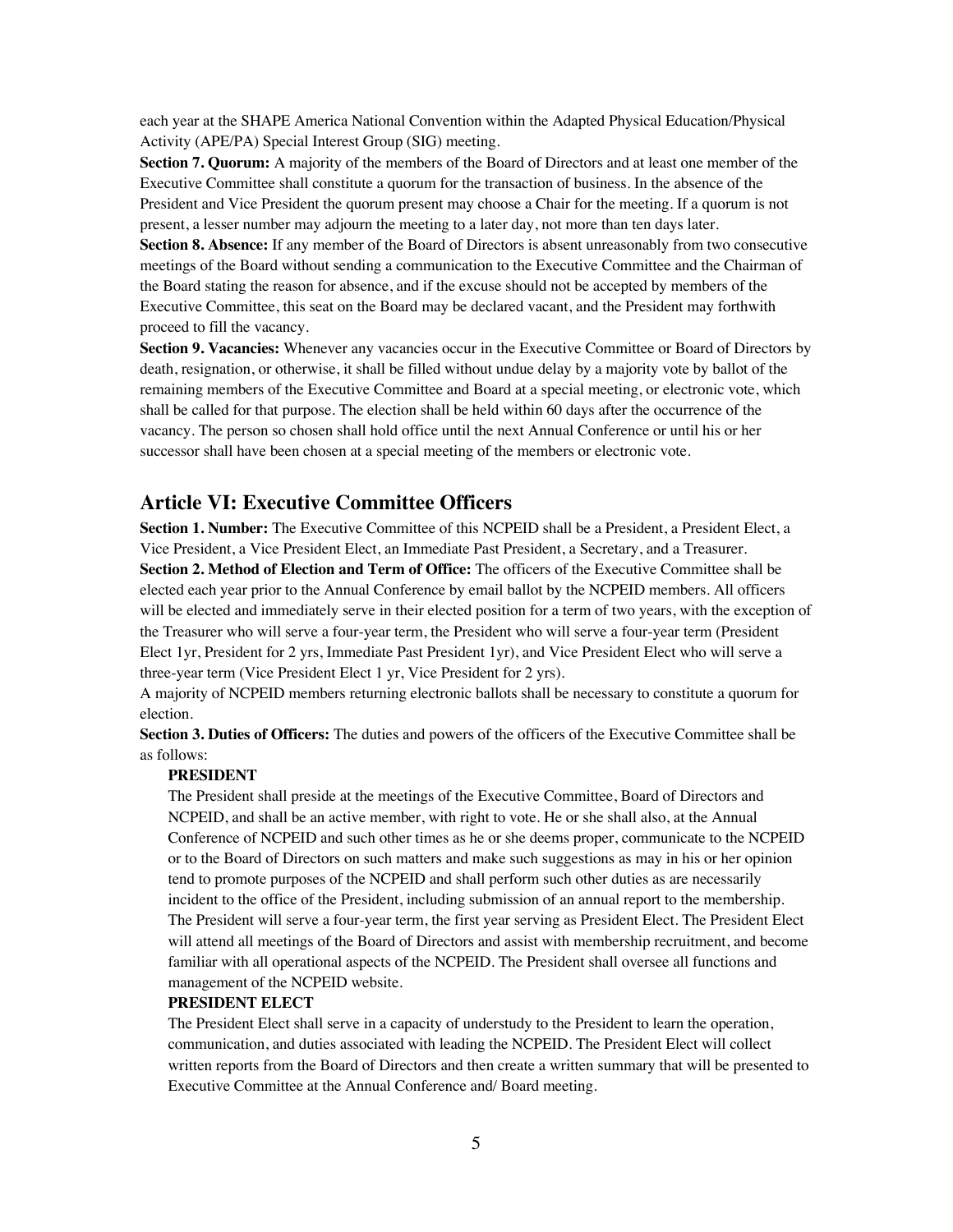each year at the SHAPE America National Convention within the Adapted Physical Education/Physical Activity (APE/PA) Special Interest Group (SIG) meeting.

**Section 7. Quorum:** A majority of the members of the Board of Directors and at least one member of the Executive Committee shall constitute a quorum for the transaction of business. In the absence of the President and Vice President the quorum present may choose a Chair for the meeting. If a quorum is not present, a lesser number may adjourn the meeting to a later day, not more than ten days later.

**Section 8. Absence:** If any member of the Board of Directors is absent unreasonably from two consecutive meetings of the Board without sending a communication to the Executive Committee and the Chairman of the Board stating the reason for absence, and if the excuse should not be accepted by members of the Executive Committee, this seat on the Board may be declared vacant, and the President may forthwith proceed to fill the vacancy.

**Section 9. Vacancies:** Whenever any vacancies occur in the Executive Committee or Board of Directors by death, resignation, or otherwise, it shall be filled without undue delay by a majority vote by ballot of the remaining members of the Executive Committee and Board at a special meeting, or electronic vote, which shall be called for that purpose. The election shall be held within 60 days after the occurrence of the vacancy. The person so chosen shall hold office until the next Annual Conference or until his or her successor shall have been chosen at a special meeting of the members or electronic vote.

## Article VI: Executive Committee Officers

**Section 1. Number:** The Executive Committee of this NCPEID shall be a President, a President Elect, a Vice President, a Vice President Elect, an Immediate Past President, a Secretary, and a Treasurer.

**Section 2. Method of Election and Term of Office:** The officers of the Executive Committee shall be elected each year prior to the Annual Conference by email ballot by the NCPEID members. All officers will be elected and immediately serve in their elected position for a term of two years, with the exception of the Treasurer who will serve a four-year term, the President who will serve a four-year term (President Elect 1yr, President for 2 yrs, Immediate Past President 1yr), and Vice President Elect who will serve a three-year term (Vice President Elect 1 yr, Vice President for 2 yrs).

A majority of NCPEID members returning electronic ballots shall be necessary to constitute a quorum for election.

**Section 3. Duties of Officers:** The duties and powers of the officers of the Executive Committee shall be as follows:

**PRESIDENT**

The President shall preside at the meetings of the Executive Committee, Board of Directors and NCPEID, and shall be an active member, with right to vote. He or she shall also, at the Annual Conference of NCPEID and such other times as he or she deems proper, communicate to the NCPEID or to the Board of Directors on such matters and make such suggestions as may in his or her opinion tend to promote purposes of the NCPEID and shall perform such other duties as are necessarily incident to the office of the President, including submission of an annual report to the membership. The President will serve a four-year term, the first year serving as President Elect. The President Elect will attend all meetings of the Board of Directors and assist with membership recruitment, and become familiar with all operational aspects of the NCPEID. The President shall oversee all functions and management of the NCPEID website.

**PRESIDENT ELECT**

The President Elect shall serve in a capacity of understudy to the President to learn the operation, communication, and duties associated with leading the NCPEID. The President Elect will collect written reports from the Board of Directors and then create a written summary that will be presented to Executive Committee at the Annual Conference and/ Board meeting.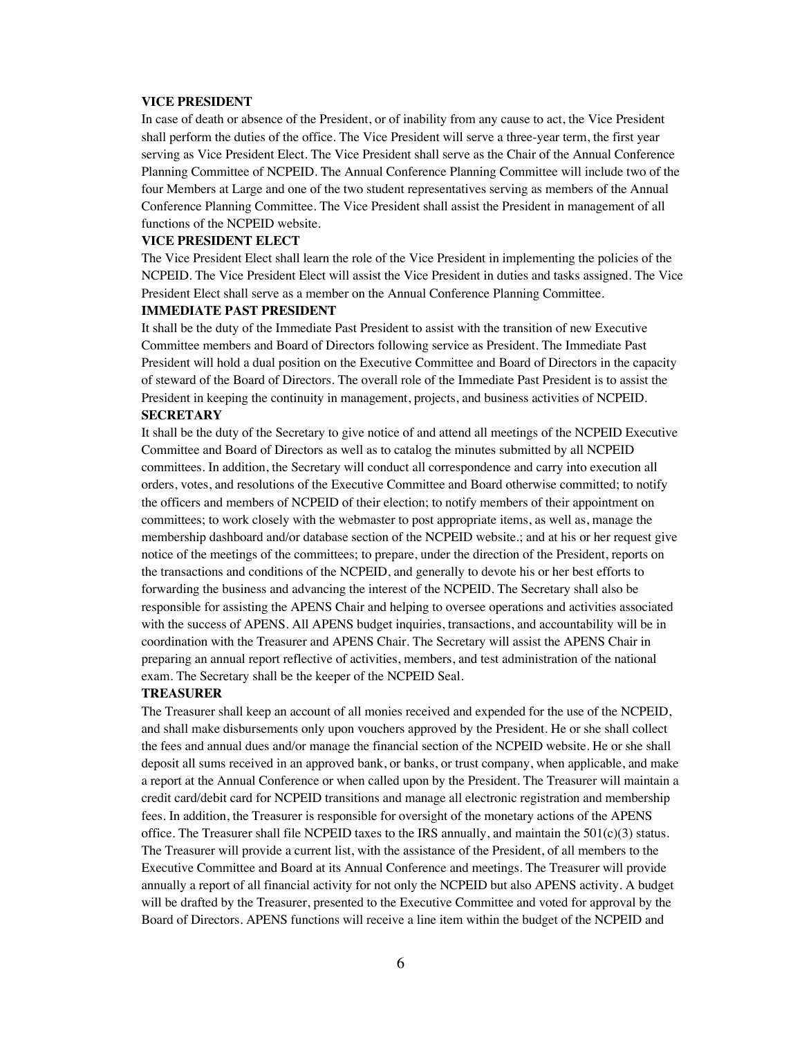**VICE PRESIDENT**

In case of death or absence of the President, or of inability from any cause to act, the Vice President shall perform the duties of the office. The Vice President will serve a three-year term, the first year serving as Vice President Elect. The Vice President shall serve as the Chair of the Annual Conference Planning Committee of NCPEID. The Annual Conference Planning Committee will include two of the four Members at Large and one of the two student representatives serving as members of the Annual Conference Planning Committee. The Vice President shall assist the President in management of all functions of the NCPEID website.

**VICE PRESIDENT ELECT**

The Vice President Elect shall learn the role of the Vice President in implementing the policies of the NCPEID. The Vice President Elect will assist the Vice President in duties and tasks assigned. The Vice President Elect shall serve as a member on the Annual Conference Planning Committee.

**IMMEDIATE PAST PRESIDENT**

It shall be the duty of the Immediate Past President to assist with the transition of new Executive Committee members and Board of Directors following service as President. The Immediate Past President will hold a dual position on the Executive Committee and Board of Directors in the capacity of steward of the Board of Directors. The overall role of the Immediate Past President is to assist the President in keeping the continuity in management, projects, and business activities of NCPEID.

**SECRETARY**

It shall be the duty of the Secretary to give notice of and attend all meetings of the NCPEID Executive Committee and Board of Directors as well as to catalog the minutes submitted by all NCPEID committees. In addition, the Secretary will conduct all correspondence and carry into execution all orders, votes, and resolutions of the Executive Committee and Board otherwise committed; to notify the officers and members of NCPEID of their election; to notify members of their appointment on committees; to work closely with the webmaster to post appropriate items, as well as, manage the membership dashboard and/or database section of the NCPEID website.; and at his or her request give notice of the meetings of the committees; to prepare, under the direction of the President, reports on the transactions and conditions of the NCPEID, and generally to devote his or her best efforts to forwarding the business and advancing the interest of the NCPEID. The Secretary shall also be responsible for assisting the APENS Chair and helping to oversee operations and activities associated with the success of APENS. All APENS budget inquiries, transactions, and accountability will be in coordination with the Treasurer and APENS Chair. The Secretary will assist the APENS Chair in preparing an annual report reflective of activities, members, and test administration of the national exam. The Secretary shall be the keeper of the NCPEID Seal.

**TREASURER**

The Treasurer shall keep an account of all monies received and expended for the use of the NCPEID, and shall make disbursements only upon vouchers approved by the President. He or she shall collect the fees and annual dues and/or manage the financial section of the NCPEID website. He or she shall deposit all sums received in an approved bank, or banks, or trust company, when applicable, and make a report at the Annual Conference or when called upon by the President. The Treasurer will maintain a credit card/debit card for NCPEID transitions and manage all electronic registration and membership fees. In addition, the Treasurer is responsible for oversight of the monetary actions of the APENS office. The Treasurer shall file NCPEID taxes to the IRS annually, and maintain the 501(c)(3) status. The Treasurer will provide a current list, with the assistance of the President, of all members to the Executive Committee and Board at its Annual Conference and meetings. The Treasurer will provide annually a report of all financial activity for not only the NCPEID but also APENS activity. A budget will be drafted by the Treasurer, presented to the Executive Committee and voted for approval by the Board of Directors. APENS functions will receive a line item within the budget of the NCPEID and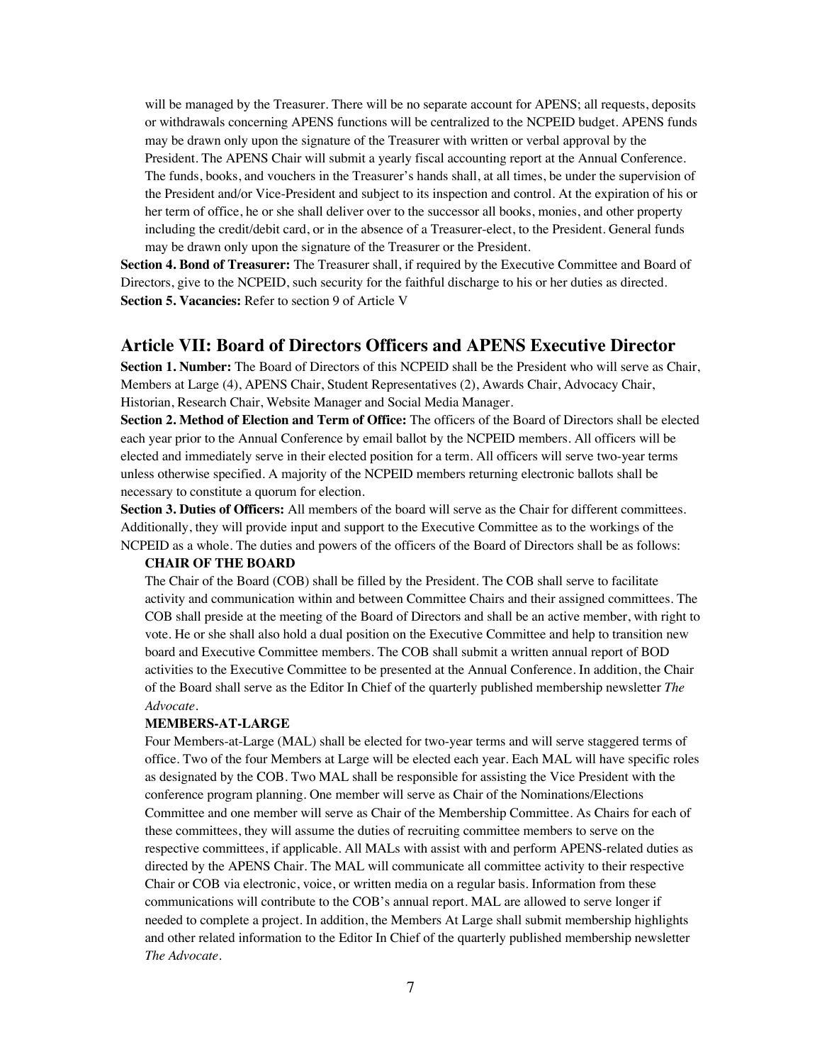will be managed by the Treasurer. There will be no separate account for APENS; all requests, deposits or withdrawals concerning APENS functions will be centralized to the NCPEID budget. APENS funds may be drawn only upon the signature of the Treasurer with written or verbal approval by the President. The APENS Chair will submit a yearly fiscal accounting report at the Annual Conference. The funds, books, and vouchers in the Treasurer's hands shall, at all times, be under the supervision of the President and/or Vice-President and subject to its inspection and control. At the expiration of his or her term of office, he or she shall deliver over to the successor all books, monies, and other property including the credit/debit card, or in the absence of a Treasurer-elect, to the President. General funds may be drawn only upon the signature of the Treasurer or the President.

**Section 4. Bond of Treasurer:** The Treasurer shall, if required by the Executive Committee and Board of Directors, give to the NCPEID, such security for the faithful discharge to his or her duties as directed.

**Section 5. Vacancies:** Refer to section 9 of Article V

## Article VII: Board of Directors Officers and APENS Executive Director

**Section 1. Number:** The Board of Directors of this NCPEID shall be the President who will serve as Chair, Members at Large (4), APENS Chair, Student Representatives (2), Awards Chair, Advocacy Chair, Historian, Research Chair, Website Manager and Social Media Manager.

**Section 2. Method of Election and Term of Office:** The officers of the Board of Directors shall be elected each year prior to the Annual Conference by email ballot by the NCPEID members. All officers will be elected and immediately serve in their elected position for a term. All officers will serve two-year terms unless otherwise specified. A majority of the NCPEID members returning electronic ballots shall be necessary to constitute a quorum for election.

**Section 3. Duties of Officers:** All members of the board will serve as the Chair for different committees. Additionally, they will provide input and support to the Executive Committee as to the workings of the NCPEID as a whole. The duties and powers of the officers of the Board of Directors shall be as follows:

**CHAIR OF THE BOARD**

The Chair of the Board (COB) shall be filled by the President. The COB shall serve to facilitate activity and communication within and between Committee Chairs and their assigned committees. The COB shall preside at the meeting of the Board of Directors and shall be an active member, with right to vote. He or she shall also hold a dual position on the Executive Committee and help to transition new board and Executive Committee members. The COB shall submit a written annual report of BOD activities to the Executive Committee to be presented at the Annual Conference. In addition, the Chair of the Board shall serve as the Editor In Chief of the quarterly published membership newsletter *The Advocate*.

**MEMBERS-AT-LARGE**

Four Members-at-Large (MAL) shall be elected for two-year terms and will serve staggered terms of office. Two of the four Members at Large will be elected each year. Each MAL will have specific roles as designated by the COB. Two MAL shall be responsible for assisting the Vice President with the conference program planning. One member will serve as Chair of the Nominations/Elections Committee and one member will serve as Chair of the Membership Committee. As Chairs for each of these committees, they will assume the duties of recruiting committee members to serve on the respective committees, if applicable. All MALs with assist with and perform APENS-related duties as directed by the APENS Chair. The MAL will communicate all committee activity to their respective Chair or COB via electronic, voice, or written media on a regular basis. Information from these communications will contribute to the COB's annual report. MAL are allowed to serve longer if needed to complete a project. In addition, the Members At Large shall submit membership highlights and other related information to the Editor In Chief of the quarterly published membership newsletter *The Advocate*.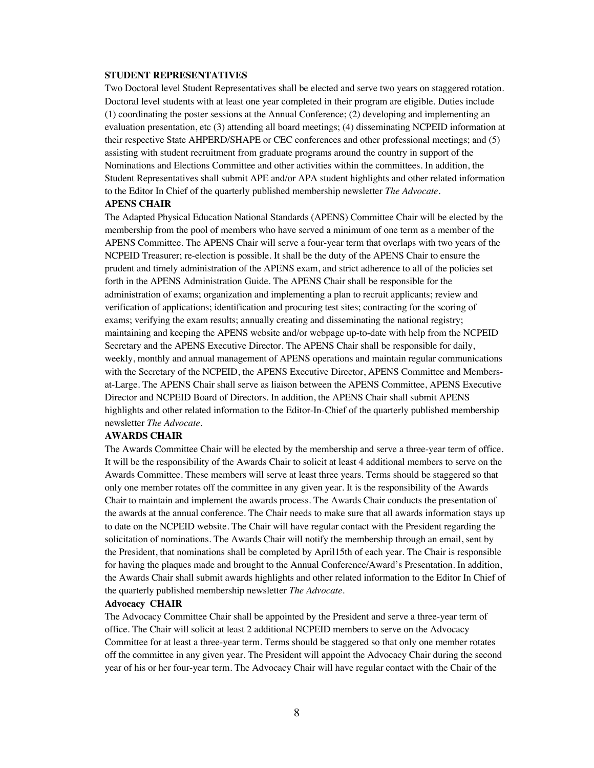**STUDENT REPRESENTATIVES**

Two Doctoral level Student Representatives shall be elected and serve two years on staggered rotation. Doctoral level students with at least one year completed in their program are eligible. Duties include (1) coordinating the poster sessions at the Annual Conference; (2) developing and implementing an evaluation presentation, etc (3) attending all board meetings; (4) disseminating NCPEID information at their respective State AHPERD/SHAPE or CEC conferences and other professional meetings; and (5) assisting with student recruitment from graduate programs around the country in support of the Nominations and Elections Committee and other activities within the committees. In addition, the Student Representatives shall submit APE and/or APA student highlights and other related information to the Editor In Chief of the quarterly published membership newsletter *The Advocate*.

**APENS CHAIR**

The Adapted Physical Education National Standards (APENS) Committee Chair will be elected by the membership from the pool of members who have served a minimum of one term as a member of the APENS Committee. The APENS Chair will serve a four-year term that overlaps with two years of the NCPEID Treasurer; re-election is possible. It shall be the duty of the APENS Chair to ensure the prudent and timely administration of the APENS exam, and strict adherence to all of the policies set forth in the APENS Administration Guide. The APENS Chair shall be responsible for the administration of exams; organization and implementing a plan to recruit applicants; review and verification of applications; identification and procuring test sites; contracting for the scoring of exams; verifying the exam results; annually creating and disseminating the national registry; maintaining and keeping the APENS website and/or webpage up-to-date with help from the NCPEID Secretary and the APENS Executive Director. The APENS Chair shall be responsible for daily, weekly, monthly and annual management of APENS operations and maintain regular communications with the Secretary of the NCPEID, the APENS Executive Director, APENS Committee and Members-at-Large. The APENS Chair shall serve as liaison between the APENS Committee, APENS Executive Director and NCPEID Board of Directors. In addition, the APENS Chair shall submit APENS highlights and other related information to the Editor-In-Chief of the quarterly published membership newsletter *The Advocate*.

**AWARDS CHAIR**

The Awards Committee Chair will be elected by the membership and serve a three-year term of office. It will be the responsibility of the Awards Chair to solicit at least 4 additional members to serve on the Awards Committee. These members will serve at least three years. Terms should be staggered so that only one member rotates off the committee in any given year. It is the responsibility of the Awards Chair to maintain and implement the awards process. The Awards Chair conducts the presentation of the awards at the annual conference. The Chair needs to make sure that all awards information stays up to date on the NCPEID website. The Chair will have regular contact with the President regarding the solicitation of nominations. The Awards Chair will notify the membership through an email, sent by the President, that nominations shall be completed by April15th of each year. The Chair is responsible for having the plaques made and brought to the Annual Conference/Award's Presentation. In addition, the Awards Chair shall submit awards highlights and other related information to the Editor In Chief of the quarterly published membership newsletter *The Advocate*.

**Advocacy CHAIR**

The Advocacy Committee Chair shall be appointed by the President and serve a three-year term of office. The Chair will solicit at least 2 additional NCPEID members to serve on the Advocacy Committee for at least a three-year term. Terms should be staggered so that only one member rotates off the committee in any given year. The President will appoint the Advocacy Chair during the second year of his or her four-year term. The Advocacy Chair will have regular contact with the Chair of the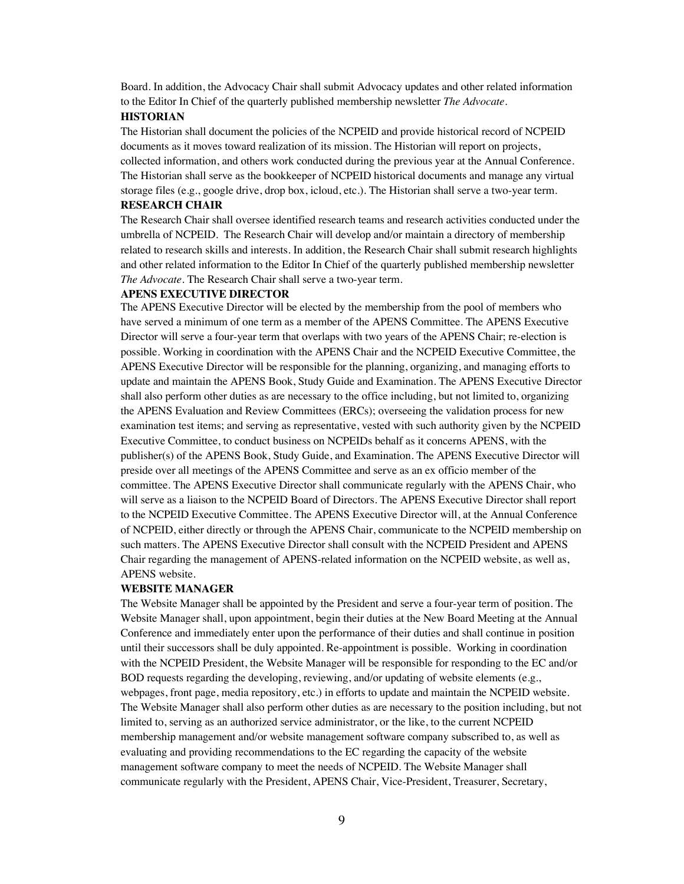Board. In addition, the Advocacy Chair shall submit Advocacy updates and other related information to the Editor In Chief of the quarterly published membership newsletter *The Advocate*.

**HISTORIAN**

The Historian shall document the policies of the NCPEID and provide historical record of NCPEID documents as it moves toward realization of its mission. The Historian will report on projects, collected information, and others work conducted during the previous year at the Annual Conference. The Historian shall serve as the bookkeeper of NCPEID historical documents and manage any virtual storage files (e.g., google drive, drop box, icloud, etc.). The Historian shall serve a two-year term.

**RESEARCH CHAIR**

The Research Chair shall oversee identified research teams and research activities conducted under the umbrella of NCPEID. The Research Chair will develop and/or maintain a directory of membership related to research skills and interests. In addition, the Research Chair shall submit research highlights and other related information to the Editor In Chief of the quarterly published membership newsletter *The Advocate*. The Research Chair shall serve a two-year term.

**APENS EXECUTIVE DIRECTOR**

The APENS Executive Director will be elected by the membership from the pool of members who have served a minimum of one term as a member of the APENS Committee. The APENS Executive Director will serve a four-year term that overlaps with two years of the APENS Chair; re-election is possible. Working in coordination with the APENS Chair and the NCPEID Executive Committee, the APENS Executive Director will be responsible for the planning, organizing, and managing efforts to update and maintain the APENS Book, Study Guide and Examination. The APENS Executive Director shall also perform other duties as are necessary to the office including, but not limited to, organizing the APENS Evaluation and Review Committees (ERCs); overseeing the validation process for new examination test items; and serving as representative, vested with such authority given by the NCPEID Executive Committee, to conduct business on NCPEIDs behalf as it concerns APENS, with the publisher(s) of the APENS Book, Study Guide, and Examination. The APENS Executive Director will preside over all meetings of the APENS Committee and serve as an ex officio member of the committee. The APENS Executive Director shall communicate regularly with the APENS Chair, who will serve as a liaison to the NCPEID Board of Directors. The APENS Executive Director shall report to the NCPEID Executive Committee. The APENS Executive Director will, at the Annual Conference of NCPEID, either directly or through the APENS Chair, communicate to the NCPEID membership on such matters. The APENS Executive Director shall consult with the NCPEID President and APENS Chair regarding the management of APENS-related information on the NCPEID website, as well as, APENS website.

**WEBSITE MANAGER**

The Website Manager shall be appointed by the President and serve a four-year term of position. The Website Manager shall, upon appointment, begin their duties at the New Board Meeting at the Annual Conference and immediately enter upon the performance of their duties and shall continue in position until their successors shall be duly appointed. Re-appointment is possible. Working in coordination with the NCPEID President, the Website Manager will be responsible for responding to the EC and/or BOD requests regarding the developing, reviewing, and/or updating of website elements (e.g., webpages, front page, media repository, etc.) in efforts to update and maintain the NCPEID website. The Website Manager shall also perform other duties as are necessary to the position including, but not limited to, serving as an authorized service administrator, or the like, to the current NCPEID membership management and/or website management software company subscribed to, as well as evaluating and providing recommendations to the EC regarding the capacity of the website management software company to meet the needs of NCPEID. The Website Manager shall communicate regularly with the President, APENS Chair, Vice-President, Treasurer, Secretary,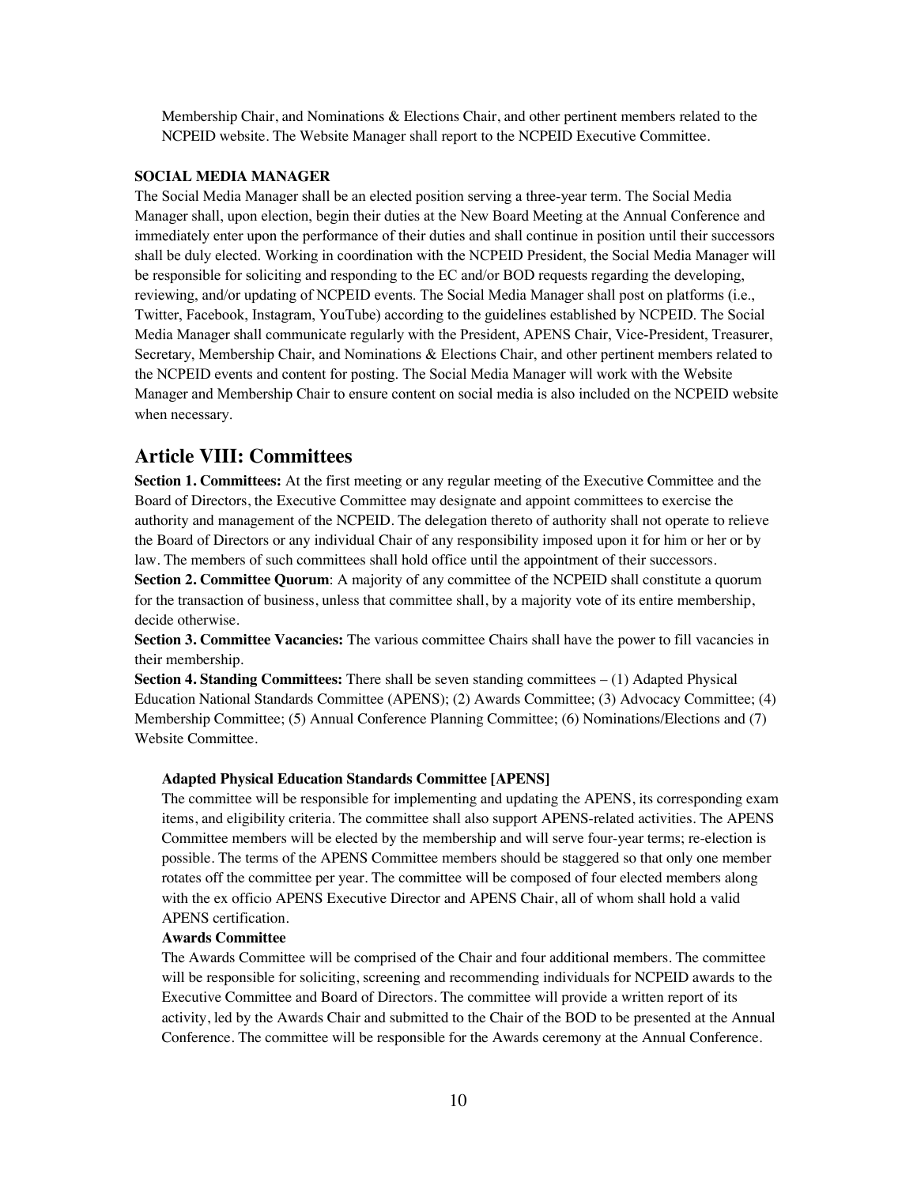Membership Chair, and Nominations & Elections Chair, and other pertinent members related to the NCPEID website. The Website Manager shall report to the NCPEID Executive Committee.

**SOCIAL MEDIA MANAGER**

The Social Media Manager shall be an elected position serving a three-year term. The Social Media Manager shall, upon election, begin their duties at the New Board Meeting at the Annual Conference and immediately enter upon the performance of their duties and shall continue in position until their successors shall be duly elected. Working in coordination with the NCPEID President, the Social Media Manager will be responsible for soliciting and responding to the EC and/or BOD requests regarding the developing, reviewing, and/or updating of NCPEID events. The Social Media Manager shall post on platforms (i.e., Twitter, Facebook, Instagram, YouTube) according to the guidelines established by NCPEID. The Social Media Manager shall communicate regularly with the President, APENS Chair, Vice-President, Treasurer, Secretary, Membership Chair, and Nominations & Elections Chair, and other pertinent members related to the NCPEID events and content for posting. The Social Media Manager will work with the Website Manager and Membership Chair to ensure content on social media is also included on the NCPEID website when necessary.

## Article VIII: Committees

**Section 1. Committees:** At the first meeting or any regular meeting of the Executive Committee and the Board of Directors, the Executive Committee may designate and appoint committees to exercise the authority and management of the NCPEID. The delegation thereto of authority shall not operate to relieve the Board of Directors or any individual Chair of any responsibility imposed upon it for him or her or by law. The members of such committees shall hold office until the appointment of their successors.

**Section 2. Committee Quorum**: A majority of any committee of the NCPEID shall constitute a quorum for the transaction of business, unless that committee shall, by a majority vote of its entire membership, decide otherwise.

**Section 3. Committee Vacancies:** The various committee Chairs shall have the power to fill vacancies in their membership.

**Section 4. Standing Committees:** There shall be seven standing committees – (1) Adapted Physical Education National Standards Committee (APENS); (2) Awards Committee; (3) Advocacy Committee; (4) Membership Committee; (5) Annual Conference Planning Committee; (6) Nominations/Elections and (7) Website Committee.

**Adapted Physical Education Standards Committee [APENS]**

The committee will be responsible for implementing and updating the APENS, its corresponding exam items, and eligibility criteria. The committee shall also support APENS-related activities. The APENS Committee members will be elected by the membership and will serve four-year terms; re-election is possible. The terms of the APENS Committee members should be staggered so that only one member rotates off the committee per year. The committee will be composed of four elected members along with the ex officio APENS Executive Director and APENS Chair, all of whom shall hold a valid APENS certification.

**Awards Committee**

The Awards Committee will be comprised of the Chair and four additional members. The committee will be responsible for soliciting, screening and recommending individuals for NCPEID awards to the Executive Committee and Board of Directors. The committee will provide a written report of its activity, led by the Awards Chair and submitted to the Chair of the BOD to be presented at the Annual Conference. The committee will be responsible for the Awards ceremony at the Annual Conference.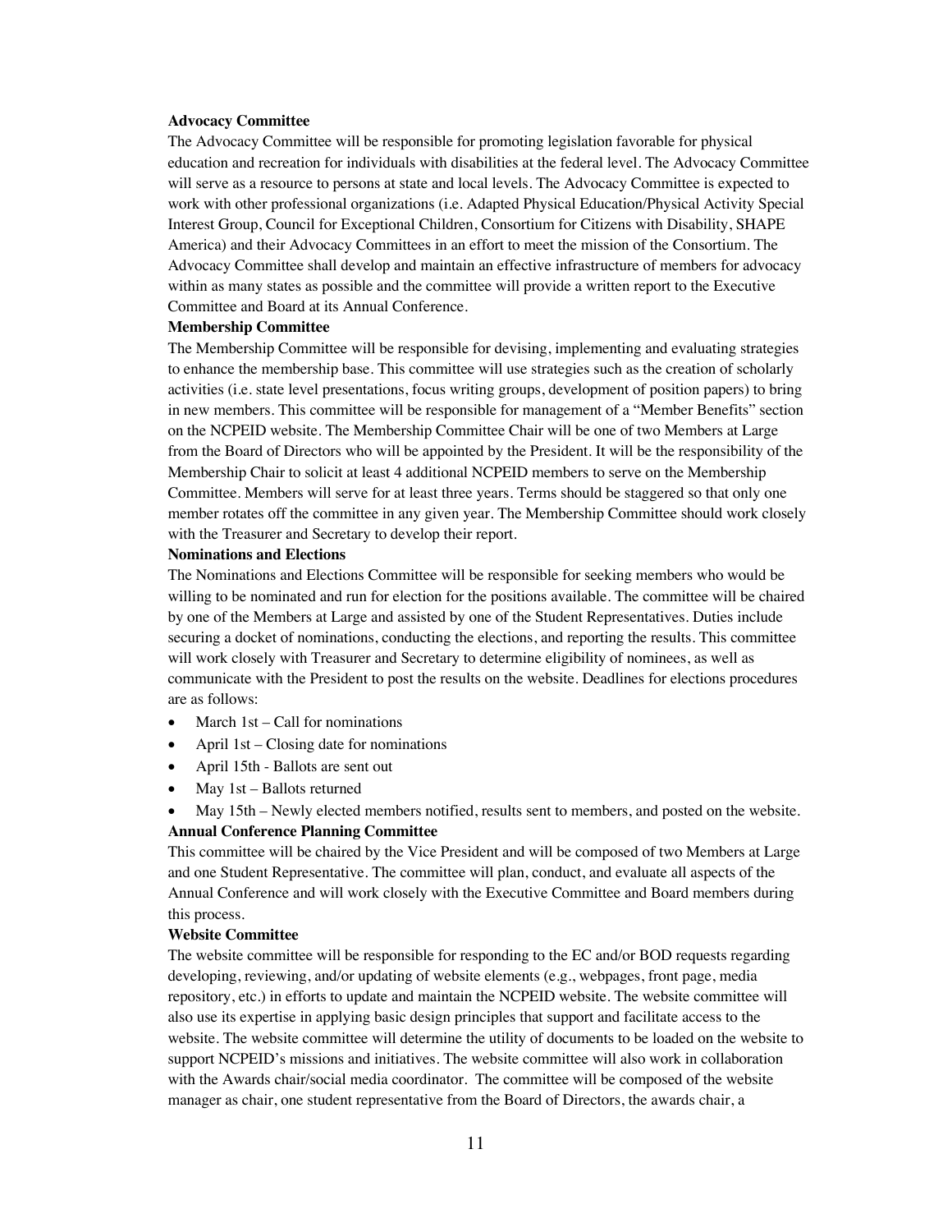**Advocacy Committee**

The Advocacy Committee will be responsible for promoting legislation favorable for physical education and recreation for individuals with disabilities at the federal level. The Advocacy Committee will serve as a resource to persons at state and local levels. The Advocacy Committee is expected to work with other professional organizations (i.e. Adapted Physical Education/Physical Activity Special Interest Group, Council for Exceptional Children, Consortium for Citizens with Disability, SHAPE America) and their Advocacy Committees in an effort to meet the mission of the Consortium. The Advocacy Committee shall develop and maintain an effective infrastructure of members for advocacy within as many states as possible and the committee will provide a written report to the Executive Committee and Board at its Annual Conference.

**Membership Committee**

The Membership Committee will be responsible for devising, implementing and evaluating strategies to enhance the membership base. This committee will use strategies such as the creation of scholarly activities (i.e. state level presentations, focus writing groups, development of position papers) to bring in new members. This committee will be responsible for management of a "Member Benefits" section on the NCPEID website. The Membership Committee Chair will be one of two Members at Large from the Board of Directors who will be appointed by the President. It will be the responsibility of the Membership Chair to solicit at least 4 additional NCPEID members to serve on the Membership Committee. Members will serve for at least three years. Terms should be staggered so that only one member rotates off the committee in any given year. The Membership Committee should work closely with the Treasurer and Secretary to develop their report.

**Nominations and Elections**

The Nominations and Elections Committee will be responsible for seeking members who would be willing to be nominated and run for election for the positions available. The committee will be chaired by one of the Members at Large and assisted by one of the Student Representatives. Duties include securing a docket of nominations, conducting the elections, and reporting the results. This committee will work closely with Treasurer and Secretary to determine eligibility of nominees, as well as communicate with the President to post the results on the website. Deadlines for elections procedures are as follows:

- March 1st – Call for nominations
- April 1st – Closing date for nominations
- April 15th - Ballots are sent out
- May 1st – Ballots returned
- May 15th – Newly elected members notified, results sent to members, and posted on the website.

**Annual Conference Planning Committee**

This committee will be chaired by the Vice President and will be composed of two Members at Large and one Student Representative. The committee will plan, conduct, and evaluate all aspects of the Annual Conference and will work closely with the Executive Committee and Board members during this process.

**Website Committee**

The website committee will be responsible for responding to the EC and/or BOD requests regarding developing, reviewing, and/or updating of website elements (e.g., webpages, front page, media repository, etc.) in efforts to update and maintain the NCPEID website. The website committee will also use its expertise in applying basic design principles that support and facilitate access to the website. The website committee will determine the utility of documents to be loaded on the website to support NCPEID's missions and initiatives. The website committee will also work in collaboration with the Awards chair/social media coordinator. The committee will be composed of the website manager as chair, one student representative from the Board of Directors, the awards chair, a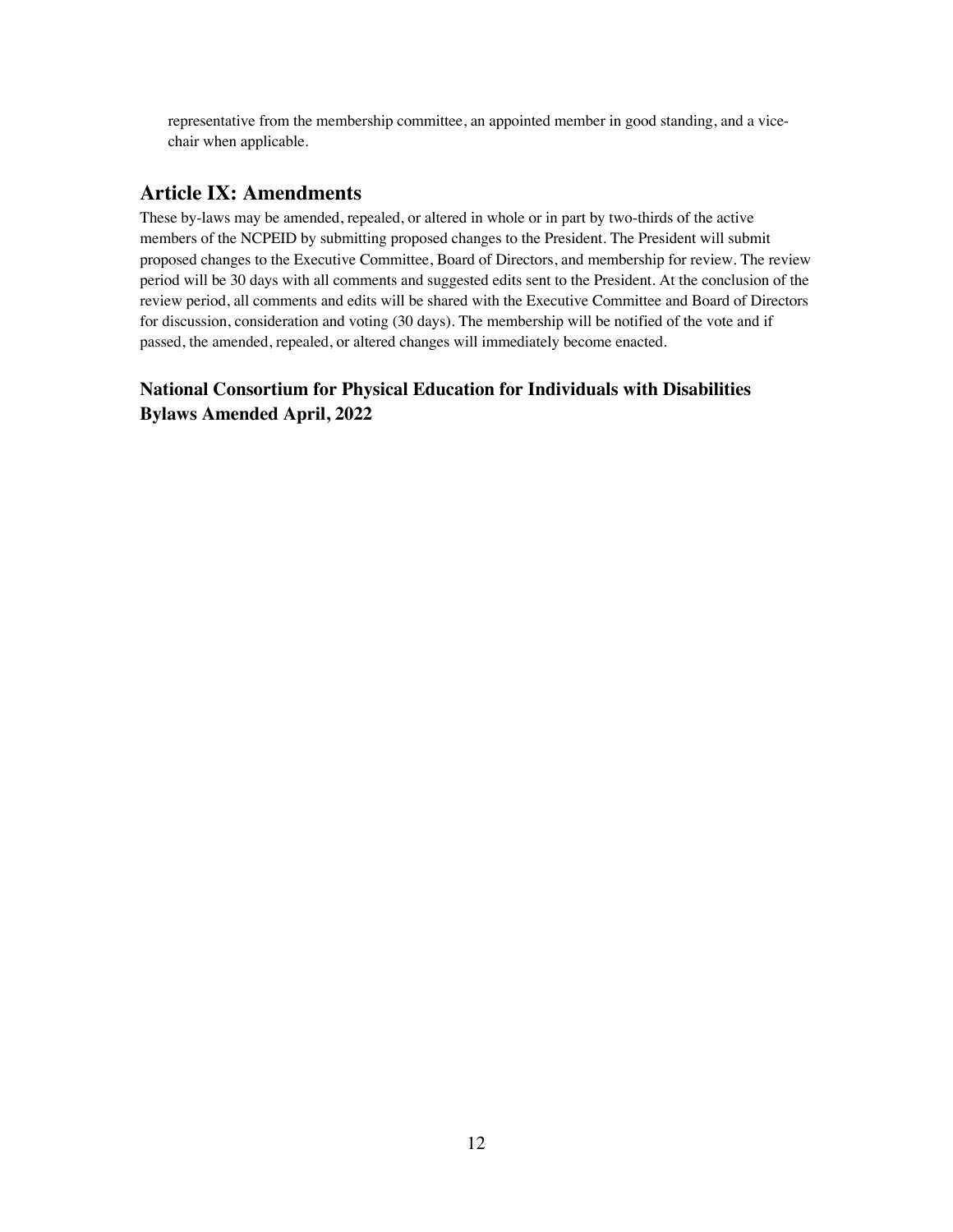representative from the membership committee, an appointed member in good standing, and a vice-chair when applicable.

## Article IX: Amendments

These by-laws may be amended, repealed, or altered in whole or in part by two-thirds of the active members of the NCPEID by submitting proposed changes to the President. The President will submit proposed changes to the Executive Committee, Board of Directors, and membership for review. The review period will be 30 days with all comments and suggested edits sent to the President. At the conclusion of the review period, all comments and edits will be shared with the Executive Committee and Board of Directors for discussion, consideration and voting (30 days). The membership will be notified of the vote and if passed, the amended, repealed, or altered changes will immediately become enacted.

**National Consortium for Physical Education for Individuals with Disabilities**
**Bylaws Amended April, 2022**